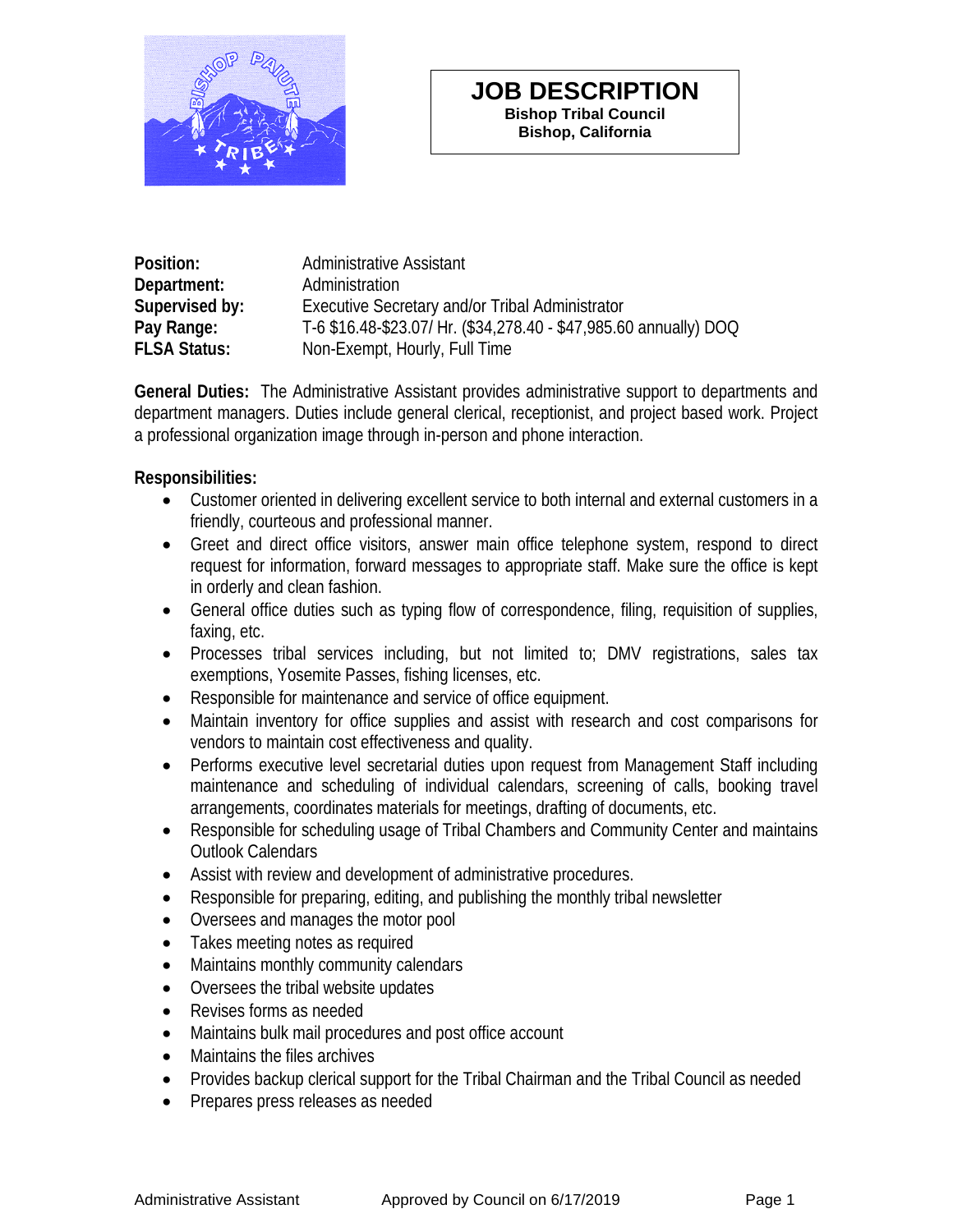# JOB DESCRIPTION

**Bishop Tribal Council**
**Bishop, California**

**Position:** Administrative Assistant
**Department:** Administration
**Supervised by:** Executive Secretary and/or Tribal Administrator
**Pay Range:** T-6 $16.48-$23.07/ Hr. ($34,278.40 - $47,985.60 annually) DOQ
**FLSA Status:** Non-Exempt, Hourly, Full Time

**General Duties:** The Administrative Assistant provides administrative support to departments and department managers. Duties include general clerical, receptionist, and project based work. Project a professional organization image through in-person and phone interaction.

**Responsibilities:**

- Customer oriented in delivering excellent service to both internal and external customers in a friendly, courteous and professional manner.
- Greet and direct office visitors, answer main office telephone system, respond to direct request for information, forward messages to appropriate staff. Make sure the office is kept in orderly and clean fashion.
- General office duties such as typing flow of correspondence, filing, requisition of supplies, faxing, etc.
- Processes tribal services including, but not limited to; DMV registrations, sales tax exemptions, Yosemite Passes, fishing licenses, etc.
- Responsible for maintenance and service of office equipment.
- Maintain inventory for office supplies and assist with research and cost comparisons for vendors to maintain cost effectiveness and quality.
- Performs executive level secretarial duties upon request from Management Staff including maintenance and scheduling of individual calendars, screening of calls, booking travel arrangements, coordinates materials for meetings, drafting of documents, etc.
- Responsible for scheduling usage of Tribal Chambers and Community Center and maintains Outlook Calendars
- Assist with review and development of administrative procedures.
- Responsible for preparing, editing, and publishing the monthly tribal newsletter
- Oversees and manages the motor pool
- Takes meeting notes as required
- Maintains monthly community calendars
- Oversees the tribal website updates
- Revises forms as needed
- Maintains bulk mail procedures and post office account
- Maintains the files archives
- Provides backup clerical support for the Tribal Chairman and the Tribal Council as needed
- Prepares press releases as needed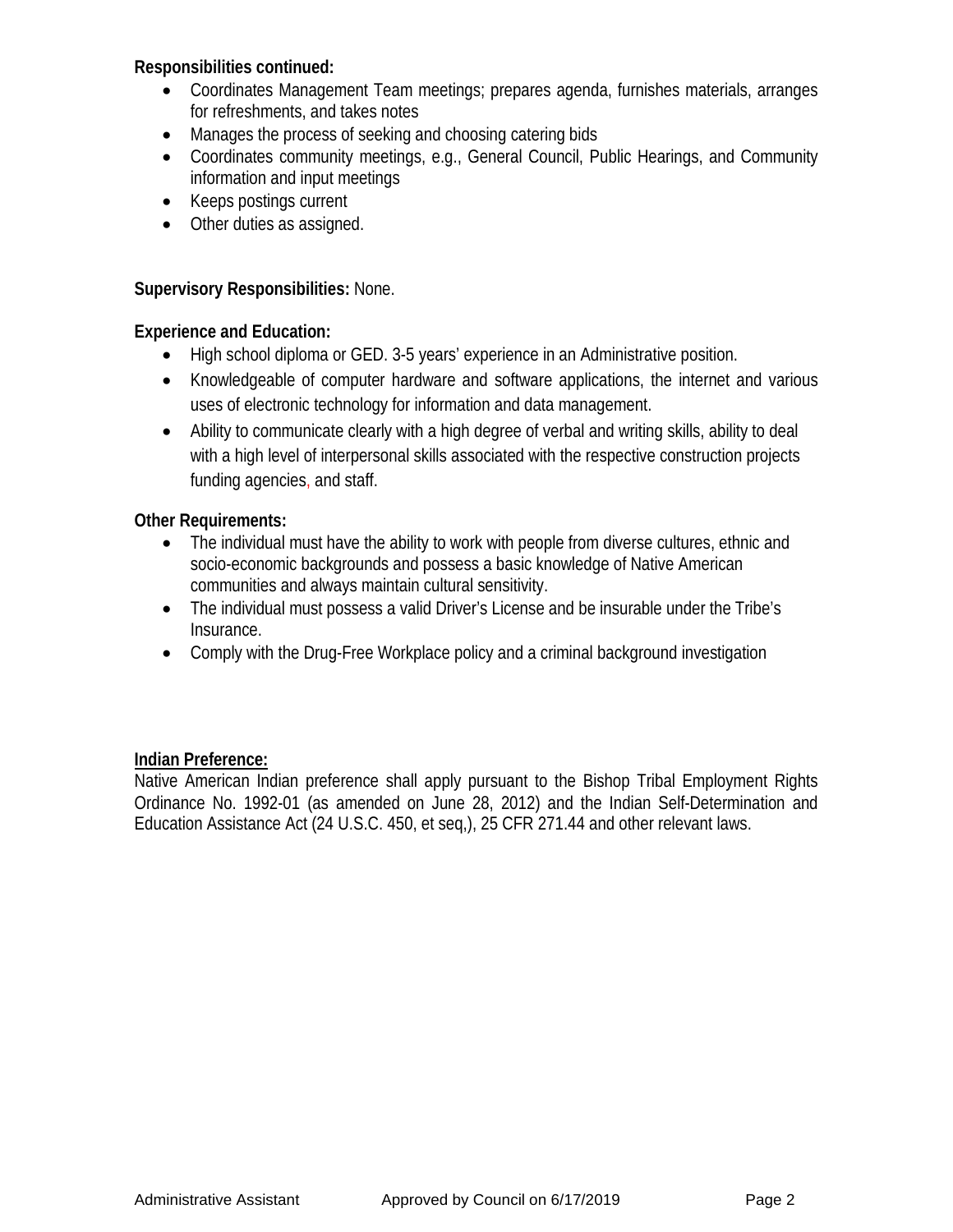**Responsibilities continued:**

- Coordinates Management Team meetings; prepares agenda, furnishes materials, arranges for refreshments, and takes notes
- Manages the process of seeking and choosing catering bids
- Coordinates community meetings, e.g., General Council, Public Hearings, and Community information and input meetings
- Keeps postings current
- Other duties as assigned.

**Supervisory Responsibilities:** None.

**Experience and Education:**

- High school diploma or GED. 3-5 years' experience in an Administrative position.
- Knowledgeable of computer hardware and software applications, the internet and various uses of electronic technology for information and data management.
- Ability to communicate clearly with a high degree of verbal and writing skills, ability to deal with a high level of interpersonal skills associated with the respective construction projects funding agencies, and staff.

**Other Requirements:**

- The individual must have the ability to work with people from diverse cultures, ethnic and socio-economic backgrounds and possess a basic knowledge of Native American communities and always maintain cultural sensitivity.
- The individual must possess a valid Driver's License and be insurable under the Tribe's Insurance.
- Comply with the Drug-Free Workplace policy and a criminal background investigation

**Indian Preference:**

Native American Indian preference shall apply pursuant to the Bishop Tribal Employment Rights Ordinance No. 1992-01 (as amended on June 28, 2012) and the Indian Self-Determination and Education Assistance Act (24 U.S.C. 450, et seq,), 25 CFR 271.44 and other relevant laws.